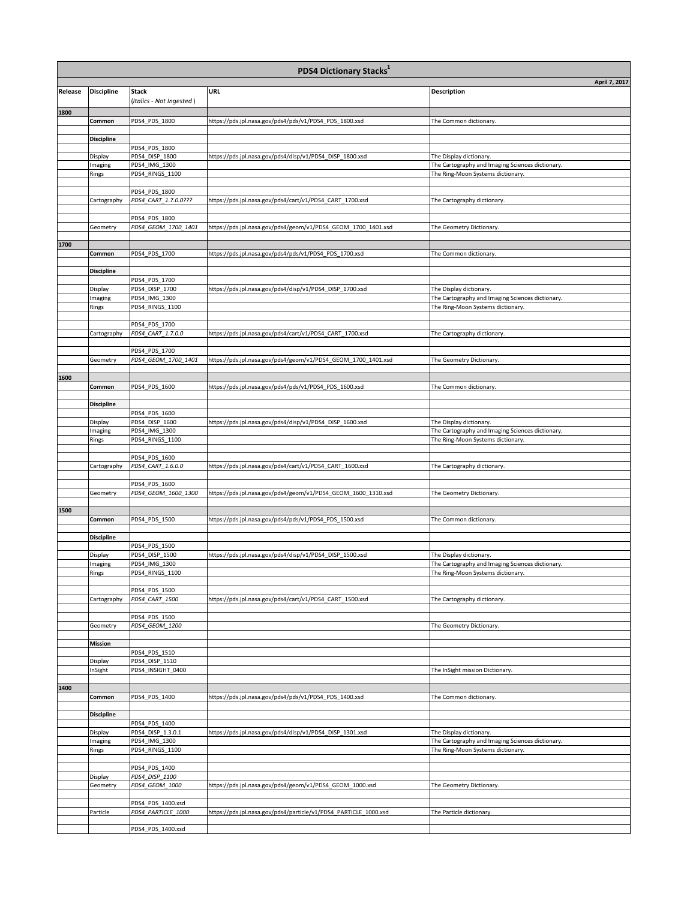# PDS4 Dictionary Stacks[1]

April 7, 2017

| Release | Discipline | Stack<br>*(Italics - Not Ingested)* | URL | Description |
|---|---|---|---|---|
| **1800** | | | | |
| | **Common** | PDS4_PDS_1800 | https://pds.jpl.nasa.gov/pds4/pds/v1/PDS4_PDS_1800.xsd | The Common dictionary. |
| | | | | |
| | **Discipline** | | | |
| | | PDS4_PDS_1800 | | |
| | Display | PDS4_DISP_1800 | https://pds.jpl.nasa.gov/pds4/disp/v1/PDS4_DISP_1800.xsd | The Display dictionary. |
| | Imaging | PDS4_IMG_1300 | | The Cartography and Imaging Sciences dictionary. |
| | Rings | PDS4_RINGS_1100 | | The Ring-Moon Systems dictionary. |
| | | | | |
| | | PDS4_PDS_1800 | | |
| | Cartography | *PDS4_CART_1.7.0.0???* | https://pds.jpl.nasa.gov/pds4/cart/v1/PDS4_CART_1700.xsd | The Cartography dictionary. |
| | | | | |
| | | PDS4_PDS_1800 | | |
| | Geometry | *PDS4_GEOM_1700_1401* | https://pds.jpl.nasa.gov/pds4/geom/v1/PDS4_GEOM_1700_1401.xsd | The Geometry Dictionary. |
| | | | | |
| **1700** | | | | |
| | **Common** | PDS4_PDS_1700 | https://pds.jpl.nasa.gov/pds4/pds/v1/PDS4_PDS_1700.xsd | The Common dictionary. |
| | | | | |
| | **Discipline** | | | |
| | | PDS4_PDS_1700 | | |
| | Display | PDS4_DISP_1700 | https://pds.jpl.nasa.gov/pds4/disp/v1/PDS4_DISP_1700.xsd | The Display dictionary. |
| | Imaging | PDS4_IMG_1300 | | The Cartography and Imaging Sciences dictionary. |
| | Rings | PDS4_RINGS_1100 | | The Ring-Moon Systems dictionary. |
| | | | | |
| | | PDS4_PDS_1700 | | |
| | Cartography | *PDS4_CART_1.7.0.0* | https://pds.jpl.nasa.gov/pds4/cart/v1/PDS4_CART_1700.xsd | The Cartography dictionary. |
| | | | | |
| | | PDS4_PDS_1700 | | |
| | Geometry | *PDS4_GEOM_1700_1401* | https://pds.jpl.nasa.gov/pds4/geom/v1/PDS4_GEOM_1700_1401.xsd | The Geometry Dictionary. |
| | | | | |
| **1600** | | | | |
| | **Common** | PDS4_PDS_1600 | https://pds.jpl.nasa.gov/pds4/pds/v1/PDS4_PDS_1600.xsd | The Common dictionary. |
| | | | | |
| | **Discipline** | | | |
| | | PDS4_PDS_1600 | | |
| | Display | PDS4_DISP_1600 | https://pds.jpl.nasa.gov/pds4/disp/v1/PDS4_DISP_1600.xsd | The Display dictionary. |
| | Imaging | PDS4_IMG_1300 | | The Cartography and Imaging Sciences dictionary. |
| | Rings | PDS4_RINGS_1100 | | The Ring-Moon Systems dictionary. |
| | | | | |
| | | PDS4_PDS_1600 | | |
| | Cartography | *PDS4_CART_1.6.0.0* | https://pds.jpl.nasa.gov/pds4/cart/v1/PDS4_CART_1600.xsd | The Cartography dictionary. |
| | | | | |
| | | PDS4_PDS_1600 | | |
| | Geometry | *PDS4_GEOM_1600_1300* | https://pds.jpl.nasa.gov/pds4/geom/v1/PDS4_GEOM_1600_1310.xsd | The Geometry Dictionary. |
| | | | | |
| **1500** | | | | |
| | **Common** | PDS4_PDS_1500 | https://pds.jpl.nasa.gov/pds4/pds/v1/PDS4_PDS_1500.xsd | The Common dictionary. |
| | | | | |
| | **Discipline** | | | |
| | | PDS4_PDS_1500 | | |
| | Display | PDS4_DISP_1500 | https://pds.jpl.nasa.gov/pds4/disp/v1/PDS4_DISP_1500.xsd | The Display dictionary. |
| | Imaging | PDS4_IMG_1300 | | The Cartography and Imaging Sciences dictionary. |
| | Rings | PDS4_RINGS_1100 | | The Ring-Moon Systems dictionary. |
| | | | | |
| | | PDS4_PDS_1500 | | |
| | Cartography | *PDS4_CART_1500* | https://pds.jpl.nasa.gov/pds4/cart/v1/PDS4_CART_1500.xsd | The Cartography dictionary. |
| | | | | |
| | | PDS4_PDS_1500 | | |
| | Geometry | *PDS4_GEOM_1200* | | The Geometry Dictionary. |
| | | | | |
| | **Mission** | | | |
| | | PDS4_PDS_1510 | | |
| | Display | PDS4_DISP_1510 | | |
| | InSight | PDS4_INSIGHT_0400 | | The InSight mission Dictionary. |
| | | | | |
| **1400** | | | | |
| | **Common** | PDS4_PDS_1400 | https://pds.jpl.nasa.gov/pds4/pds/v1/PDS4_PDS_1400.xsd | The Common dictionary. |
| | | | | |
| | **Discipline** | | | |
| | | PDS4_PDS_1400 | | |
| | Display | PDS4_DISP_1.3.0.1 | https://pds.jpl.nasa.gov/pds4/disp/v1/PDS4_DISP_1301.xsd | The Display dictionary. |
| | Imaging | PDS4_IMG_1300 | | The Cartography and Imaging Sciences dictionary. |
| | Rings | PDS4_RINGS_1100 | | The Ring-Moon Systems dictionary. |
| | | | | |
| | | PDS4_PDS_1400 | | |
| | Display | *PDS4_DISP_1100* | | |
| | Geometry | *PDS4_GEOM_1000* | https://pds.jpl.nasa.gov/pds4/geom/v1/PDS4_GEOM_1000.xsd | The Geometry Dictionary. |
| | | | | |
| | | PDS4_PDS_1400.xsd | | |
| | Particle | *PDS4_PARTICLE_1000* | https://pds.jpl.nasa.gov/pds4/particle/v1/PDS4_PARTICLE_1000.xsd | The Particle dictionary. |
| | | | | |
| | | PDS4_PDS_1400.xsd | | |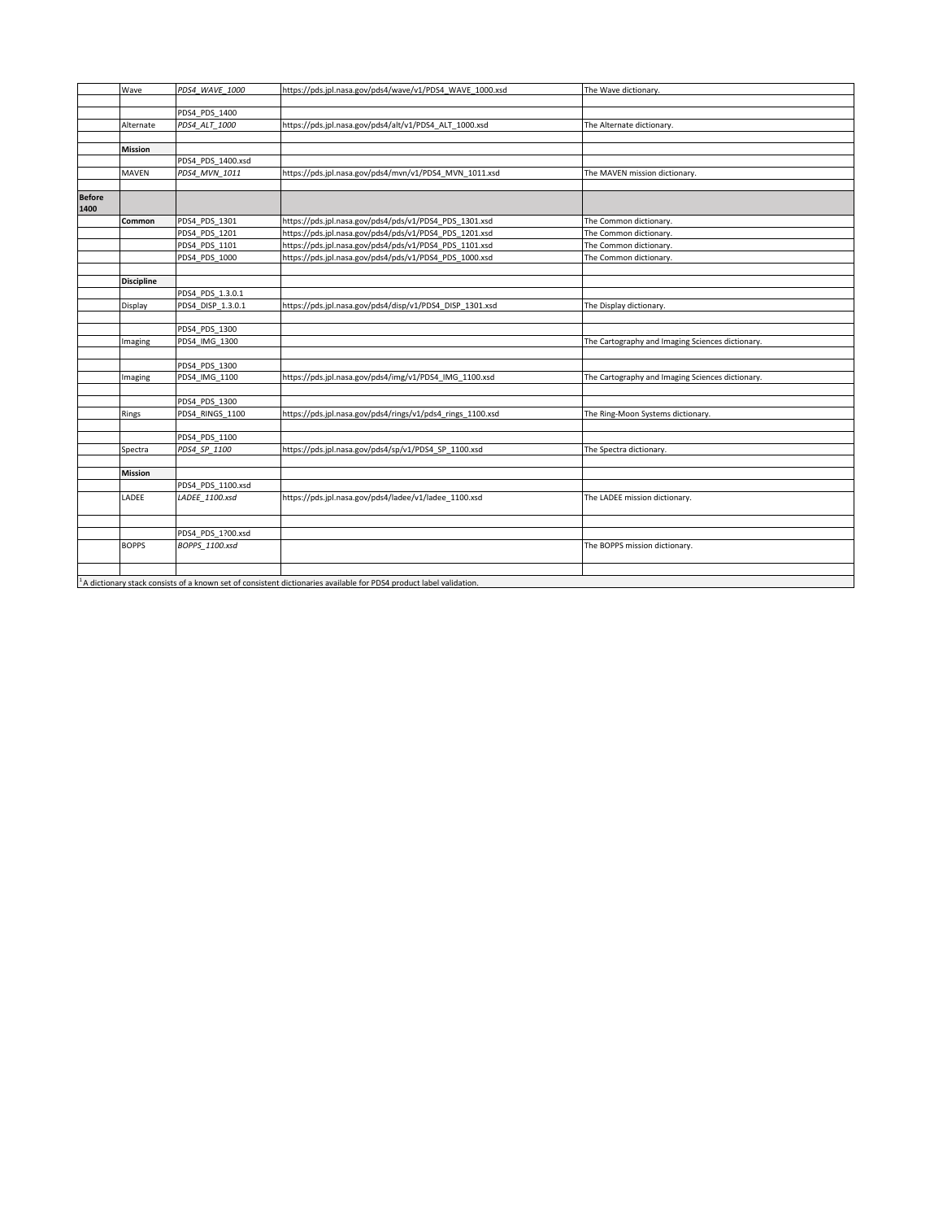| | | | | |
|---|---|---|---|---|
| | Wave | *PDS4_WAVE_1000* | https://pds.jpl.nasa.gov/pds4/wave/v1/PDS4_WAVE_1000.xsd | The Wave dictionary. |
| | | | | |
| | | PDS4_PDS_1400 | | |
| | Alternate | *PDS4_ALT_1000* | https://pds.jpl.nasa.gov/pds4/alt/v1/PDS4_ALT_1000.xsd | The Alternate dictionary. |
| | | | | |
| | **Mission** | | | |
| | | PDS4_PDS_1400.xsd | | |
| | MAVEN | *PDS4_MVN_1011* | https://pds.jpl.nasa.gov/pds4/mvn/v1/PDS4_MVN_1011.xsd | The MAVEN mission dictionary. |
| | | | | |
| **Before 1400** | | | | |
| | **Common** | PDS4_PDS_1301 | https://pds.jpl.nasa.gov/pds4/pds/v1/PDS4_PDS_1301.xsd | The Common dictionary. |
| | | PDS4_PDS_1201 | https://pds.jpl.nasa.gov/pds4/pds/v1/PDS4_PDS_1201.xsd | The Common dictionary. |
| | | PDS4_PDS_1101 | https://pds.jpl.nasa.gov/pds4/pds/v1/PDS4_PDS_1101.xsd | The Common dictionary. |
| | | PDS4_PDS_1000 | https://pds.jpl.nasa.gov/pds4/pds/v1/PDS4_PDS_1000.xsd | The Common dictionary. |
| | | | | |
| | **Discipline** | | | |
| | | PDS4_PDS_1.3.0.1 | | |
| | Display | PDS4_DISP_1.3.0.1 | https://pds.jpl.nasa.gov/pds4/disp/v1/PDS4_DISP_1301.xsd | The Display dictionary. |
| | | | | |
| | | PDS4_PDS_1300 | | |
| | Imaging | PDS4_IMG_1300 | | The Cartography and Imaging Sciences dictionary. |
| | | | | |
| | | PDS4_PDS_1300 | | |
| | Imaging | PDS4_IMG_1100 | https://pds.jpl.nasa.gov/pds4/img/v1/PDS4_IMG_1100.xsd | The Cartography and Imaging Sciences dictionary. |
| | | | | |
| | | PDS4_PDS_1300 | | |
| | Rings | PDS4_RINGS_1100 | https://pds.jpl.nasa.gov/pds4/rings/v1/pds4_rings_1100.xsd | The Ring-Moon Systems dictionary. |
| | | | | |
| | | PDS4_PDS_1100 | | |
| | Spectra | *PDS4_SP_1100* | https://pds.jpl.nasa.gov/pds4/sp/v1/PDS4_SP_1100.xsd | The Spectra dictionary. |
| | | | | |
| | **Mission** | | | |
| | | PDS4_PDS_1100.xsd | | |
| | LADEE | *LADEE_1100.xsd* | https://pds.jpl.nasa.gov/pds4/ladee/v1/ladee_1100.xsd | The LADEE mission dictionary. |
| | | | | |
| | | PDS4_PDS_1?00.xsd | | |
| | BOPPS | *BOPPS_1100.xsd* | | The BOPPS mission dictionary. |
| | | | | |

[1] A dictionary stack consists of a known set of consistent dictionaries available for PDS4 product label validation.